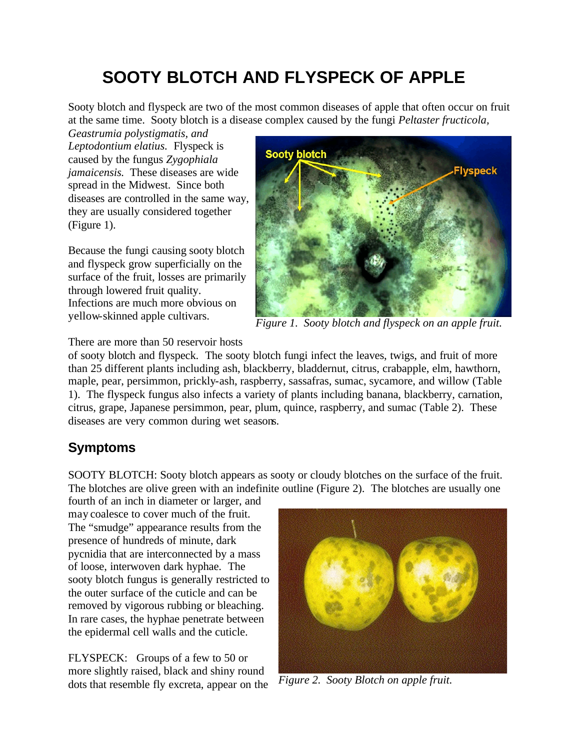# SOOTY BLOTCH AND FLYSPECK OF APPLE

Sooty blotch and flyspeck are two of the most common diseases of apple that often occur on fruit at the same time. Sooty blotch is a disease complex caused by the fungi *Peltaster fructicola, Geastrumia polystigmatis, and Leptodontium elatius.* Flyspeck is caused by the fungus *Zygophiala jamaicensis.* These diseases are wide spread in the Midwest. Since both diseases are controlled in the same way, they are usually considered together (Figure 1).

Because the fungi causing sooty blotch and flyspeck grow superficially on the surface of the fruit, losses are primarily through lowered fruit quality. Infections are much more obvious on yellow-skinned apple cultivars.

*Figure 1. Sooty blotch and flyspeck on an apple fruit.*

There are more than 50 reservoir hosts of sooty blotch and flyspeck. The sooty blotch fungi infect the leaves, twigs, and fruit of more than 25 different plants including ash, blackberry, bladdernut, citrus, crabapple, elm, hawthorn, maple, pear, persimmon, prickly-ash, raspberry, sassafras, sumac, sycamore, and willow (Table 1). The flyspeck fungus also infects a variety of plants including banana, blackberry, carnation, citrus, grape, Japanese persimmon, pear, plum, quince, raspberry, and sumac (Table 2). These diseases are very common during wet seasons.

## Symptoms

SOOTY BLOTCH: Sooty blotch appears as sooty or cloudy blotches on the surface of the fruit. The blotches are olive green with an indefinite outline (Figure 2). The blotches are usually one fourth of an inch in diameter or larger, and may coalesce to cover much of the fruit. The "smudge" appearance results from the presence of hundreds of minute, dark pycnidia that are interconnected by a mass of loose, interwoven dark hyphae. The sooty blotch fungus is generally restricted to the outer surface of the cuticle and can be removed by vigorous rubbing or bleaching. In rare cases, the hyphae penetrate between the epidermal cell walls and the cuticle.

*Figure 2. Sooty Blotch on apple fruit.*

FLYSPECK: Groups of a few to 50 or more slightly raised, black and shiny round dots that resemble fly excreta, appear on the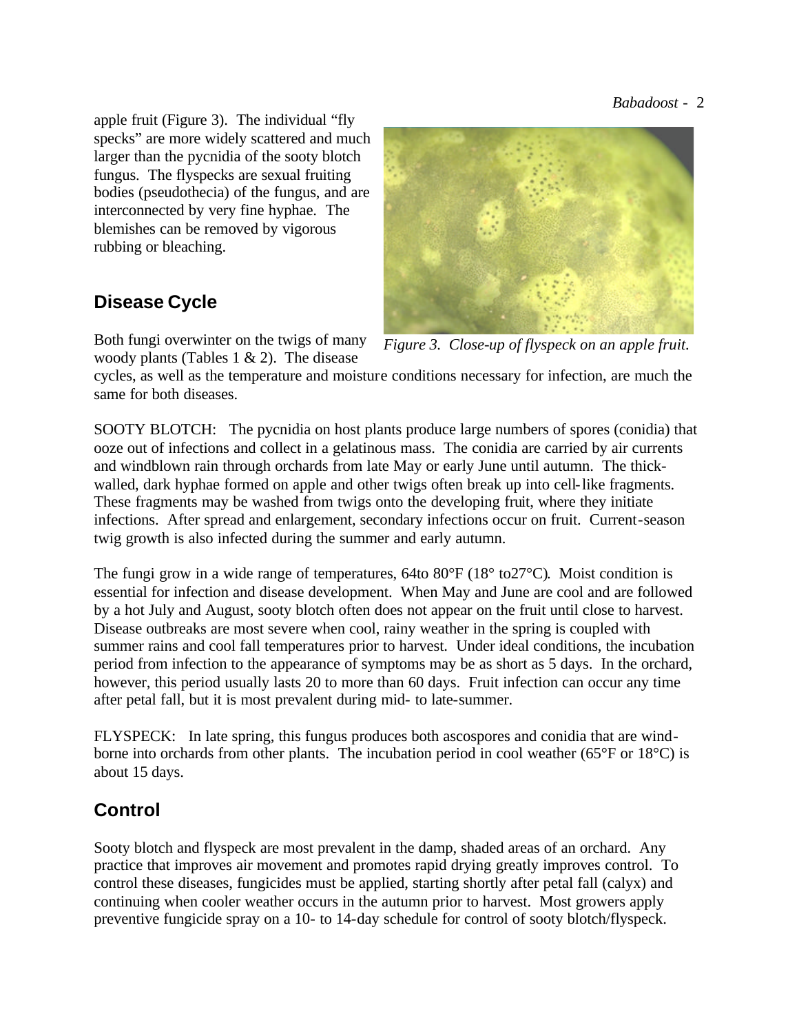apple fruit (Figure 3). The individual "fly specks" are more widely scattered and much larger than the pycnidia of the sooty blotch fungus. The flyspecks are sexual fruiting bodies (pseudothecia) of the fungus, and are interconnected by very fine hyphae. The blemishes can be removed by vigorous rubbing or bleaching.

*Figure 3. Close-up of flyspeck on an apple fruit.*

## Disease Cycle

Both fungi overwinter on the twigs of many woody plants (Tables 1 & 2). The disease cycles, as well as the temperature and moisture conditions necessary for infection, are much the same for both diseases.

SOOTY BLOTCH: The pycnidia on host plants produce large numbers of spores (conidia) that ooze out of infections and collect in a gelatinous mass. The conidia are carried by air currents and windblown rain through orchards from late May or early June until autumn. The thick-walled, dark hyphae formed on apple and other twigs often break up into cell-like fragments. These fragments may be washed from twigs onto the developing fruit, where they initiate infections. After spread and enlargement, secondary infections occur on fruit. Current-season twig growth is also infected during the summer and early autumn.

The fungi grow in a wide range of temperatures, 64to 80°F (18° to27°C). Moist condition is essential for infection and disease development. When May and June are cool and are followed by a hot July and August, sooty blotch often does not appear on the fruit until close to harvest. Disease outbreaks are most severe when cool, rainy weather in the spring is coupled with summer rains and cool fall temperatures prior to harvest. Under ideal conditions, the incubation period from infection to the appearance of symptoms may be as short as 5 days. In the orchard, however, this period usually lasts 20 to more than 60 days. Fruit infection can occur any time after petal fall, but it is most prevalent during mid- to late-summer.

FLYSPECK: In late spring, this fungus produces both ascospores and conidia that are wind-borne into orchards from other plants. The incubation period in cool weather (65°F or 18°C) is about 15 days.

## Control

Sooty blotch and flyspeck are most prevalent in the damp, shaded areas of an orchard. Any practice that improves air movement and promotes rapid drying greatly improves control. To control these diseases, fungicides must be applied, starting shortly after petal fall (calyx) and continuing when cooler weather occurs in the autumn prior to harvest. Most growers apply preventive fungicide spray on a 10- to 14-day schedule for control of sooty blotch/flyspeck.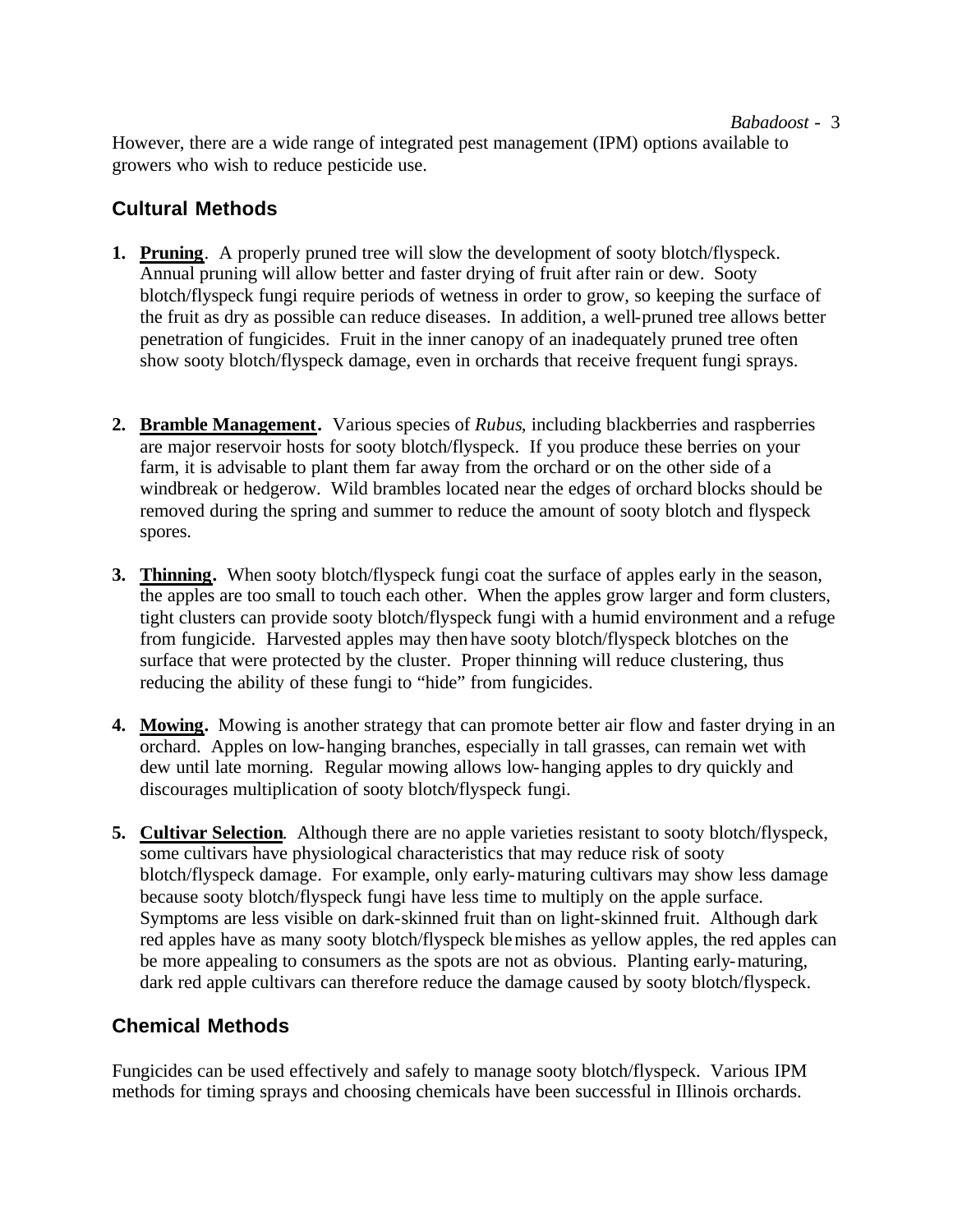However, there are a wide range of integrated pest management (IPM) options available to growers who wish to reduce pesticide use.

## Cultural Methods

1. **Pruning**. A properly pruned tree will slow the development of sooty blotch/flyspeck. Annual pruning will allow better and faster drying of fruit after rain or dew. Sooty blotch/flyspeck fungi require periods of wetness in order to grow, so keeping the surface of the fruit as dry as possible can reduce diseases. In addition, a well-pruned tree allows better penetration of fungicides. Fruit in the inner canopy of an inadequately pruned tree often show sooty blotch/flyspeck damage, even in orchards that receive frequent fungi sprays.

2. **Bramble Management.** Various species of *Rubus*, including blackberries and raspberries are major reservoir hosts for sooty blotch/flyspeck. If you produce these berries on your farm, it is advisable to plant them far away from the orchard or on the other side of a windbreak or hedgerow. Wild brambles located near the edges of orchard blocks should be removed during the spring and summer to reduce the amount of sooty blotch and flyspeck spores.

3. **Thinning.** When sooty blotch/flyspeck fungi coat the surface of apples early in the season, the apples are too small to touch each other. When the apples grow larger and form clusters, tight clusters can provide sooty blotch/flyspeck fungi with a humid environment and a refuge from fungicide. Harvested apples may then have sooty blotch/flyspeck blotches on the surface that were protected by the cluster. Proper thinning will reduce clustering, thus reducing the ability of these fungi to "hide" from fungicides.

4. **Mowing.** Mowing is another strategy that can promote better air flow and faster drying in an orchard. Apples on low-hanging branches, especially in tall grasses, can remain wet with dew until late morning. Regular mowing allows low-hanging apples to dry quickly and discourages multiplication of sooty blotch/flyspeck fungi.

5. **Cultivar Selection**. Although there are no apple varieties resistant to sooty blotch/flyspeck, some cultivars have physiological characteristics that may reduce risk of sooty blotch/flyspeck damage. For example, only early-maturing cultivars may show less damage because sooty blotch/flyspeck fungi have less time to multiply on the apple surface. Symptoms are less visible on dark-skinned fruit than on light-skinned fruit. Although dark red apples have as many sooty blotch/flyspeck blemishes as yellow apples, the red apples can be more appealing to consumers as the spots are not as obvious. Planting early-maturing, dark red apple cultivars can therefore reduce the damage caused by sooty blotch/flyspeck.

## Chemical Methods

Fungicides can be used effectively and safely to manage sooty blotch/flyspeck. Various IPM methods for timing sprays and choosing chemicals have been successful in Illinois orchards.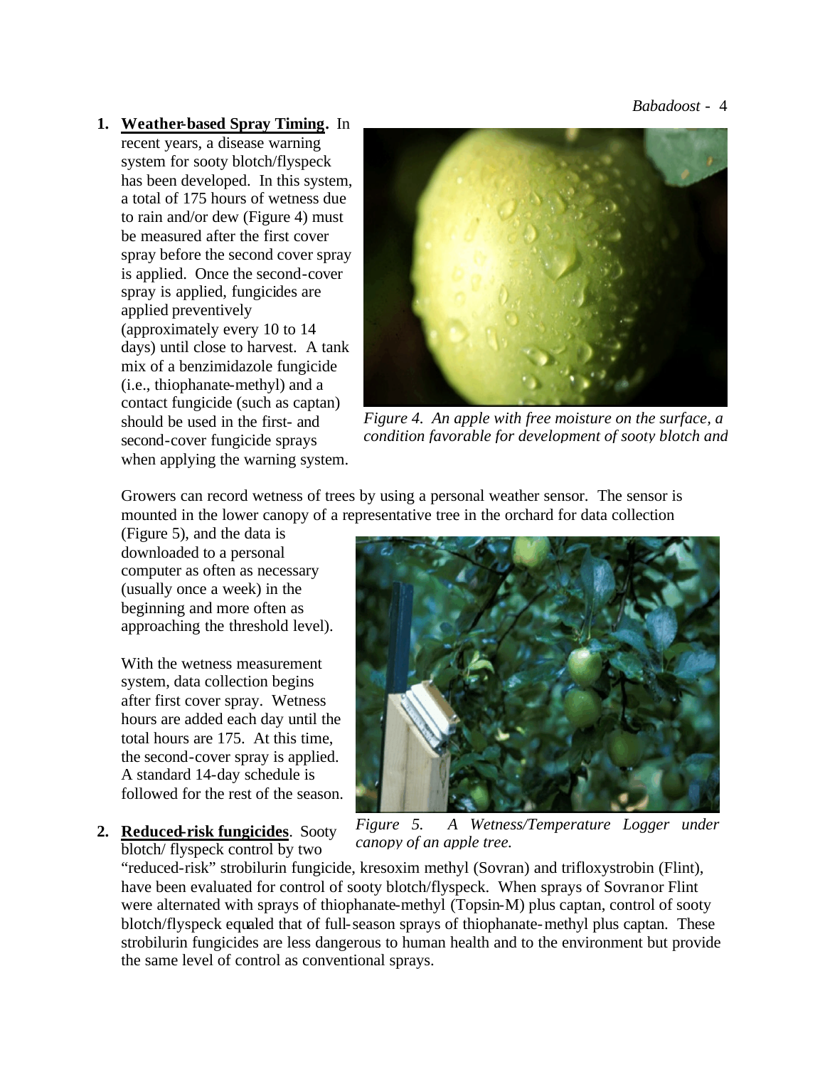1. **Weather-based Spray Timing.** In recent years, a disease warning system for sooty blotch/flyspeck has been developed. In this system, a total of 175 hours of wetness due to rain and/or dew (Figure 4) must be measured after the first cover spray before the second cover spray is applied. Once the second-cover spray is applied, fungicides are applied preventively (approximately every 10 to 14 days) until close to harvest. A tank mix of a benzimidazole fungicide (i.e., thiophanate-methyl) and a contact fungicide (such as captan) should be used in the first- and second-cover fungicide sprays when applying the warning system.

   *Figure 4. An apple with free moisture on the surface, a condition favorable for development of sooty blotch and*

   Growers can record wetness of trees by using a personal weather sensor. The sensor is mounted in the lower canopy of a representative tree in the orchard for data collection (Figure 5), and the data is downloaded to a personal computer as often as necessary (usually once a week) in the beginning and more often as approaching the threshold level).

   With the wetness measurement system, data collection begins after first cover spray. Wetness hours are added each day until the total hours are 175. At this time, the second-cover spray is applied. A standard 14-day schedule is followed for the rest of the season.

   *Figure 5. A Wetness/Temperature Logger under canopy of an apple tree.*

2. **Reduced-risk fungicides**. Sooty blotch/ flyspeck control by two "reduced-risk" strobilurin fungicide, kresoxim methyl (Sovran) and trifloxystrobin (Flint), have been evaluated for control of sooty blotch/flyspeck. When sprays of Sovran or Flint were alternated with sprays of thiophanate-methyl (Topsin-M) plus captan, control of sooty blotch/flyspeck equaled that of full-season sprays of thiophanate-methyl plus captan. These strobilurin fungicides are less dangerous to human health and to the environment but provide the same level of control as conventional sprays.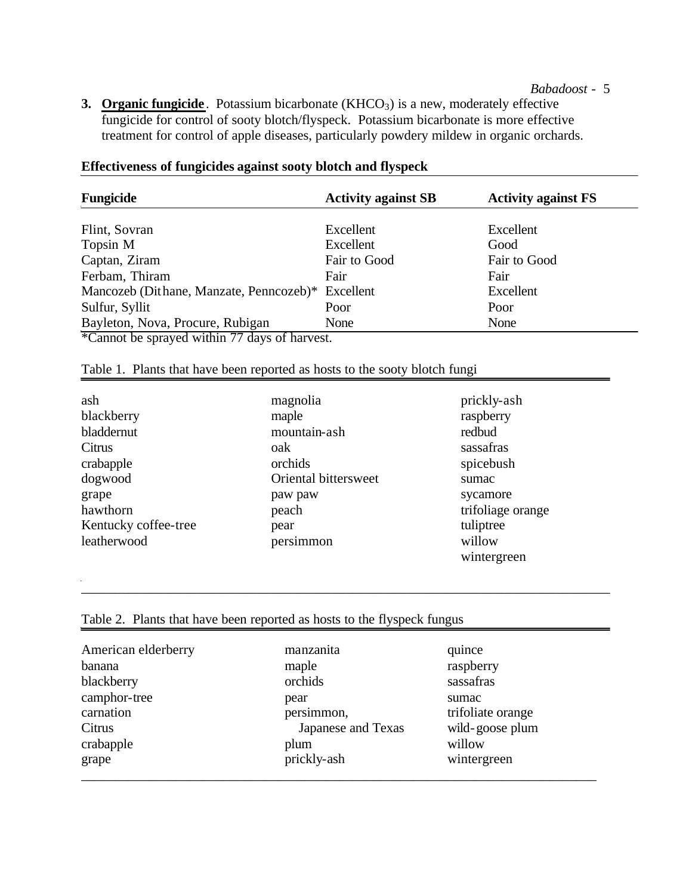3. **Organic fungicide**. Potassium bicarbonate ($KHCO_3$) is a new, moderately effective fungicide for control of sooty blotch/flyspeck. Potassium bicarbonate is more effective treatment for control of apple diseases, particularly powdery mildew in organic orchards.

**Effectiveness of fungicides against sooty blotch and flyspeck**

| Fungicide | Activity against SB | Activity against FS |
|---|---|---|
| Flint, Sovran | Excellent | Excellent |
| Topsin M | Excellent | Good |
| Captan, Ziram | Fair to Good | Fair to Good |
| Ferbam, Thiram | Fair | Fair |
| Mancozeb (Dithane, Manzate, Penncozeb)* | Excellent | Excellent |
| Sulfur, Syllit | Poor | Poor |
| Bayleton, Nova, Procure, Rubigan | None | None |

*Cannot be sprayed within 77 days of harvest.

Table 1. Plants that have been reported as hosts to the sooty blotch fungi

| | | |
|---|---|---|
| ash | magnolia | prickly-ash |
| blackberry | maple | raspberry |
| bladdernut | mountain-ash | redbud |
| Citrus | oak | sassafras |
| crabapple | orchids | spicebush |
| dogwood | Oriental bittersweet | sumac |
| grape | paw paw | sycamore |
| hawthorn | peach | trifoliage orange |
| Kentucky coffee-tree | pear | tuliptree |
| leatherwood | persimmon | willow |
| | | wintergreen |

Table 2. Plants that have been reported as hosts to the flyspeck fungus

| | | |
|---|---|---|
| American elderberry | manzanita | quince |
| banana | maple | raspberry |
| blackberry | orchids | sassafras |
| camphor-tree | pear | sumac |
| carnation | persimmon, | trifoliate orange |
| Citrus | Japanese and Texas | wild-goose plum |
| crabapple | plum | willow |
| grape | prickly-ash | wintergreen |